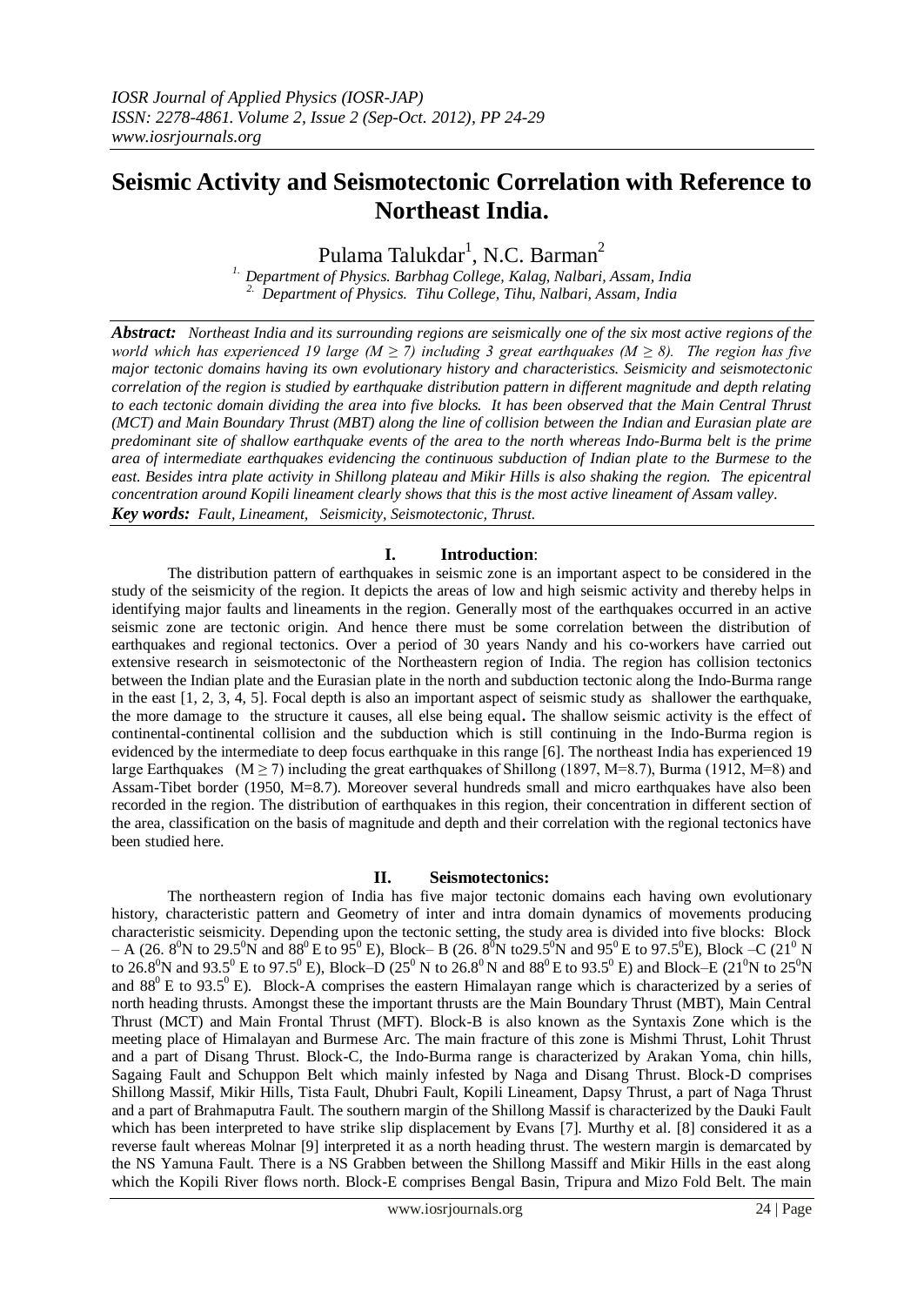# Seismic Activity and Seismotectonic Correlation with Reference to Northeast India.

Pulama Talukdar[1], N.C. Barman[2]

[1] Department of Physics. Barbhag College, Kalag, Nalbari, Assam, India
[2] Department of Physics. Tihu College, Tihu, Nalbari, Assam, India

***Abstract:*** *Northeast India and its surrounding regions are seismically one of the six most active regions of the world which has experienced 19 large ($M \geq 7$) including 3 great earthquakes ($M \geq 8$). The region has five major tectonic domains having its own evolutionary history and characteristics. Seismicity and seismotectonic correlation of the region is studied by earthquake distribution pattern in different magnitude and depth relating to each tectonic domain dividing the area into five blocks. It has been observed that the Main Central Thrust (MCT) and Main Boundary Thrust (MBT) along the line of collision between the Indian and Eurasian plate are predominant site of shallow earthquake events of the area to the north whereas Indo-Burma belt is the prime area of intermediate earthquakes evidencing the continuous subduction of Indian plate to the Burmese to the east. Besides intra plate activity in Shillong plateau and Mikir Hills is also shaking the region. The epicentral concentration around Kopili lineament clearly shows that this is the most active lineament of Assam valley.*

***Key words:*** *Fault, Lineament, Seismicity, Seismotectonic, Thrust.*

## I. Introduction:

The distribution pattern of earthquakes in seismic zone is an important aspect to be considered in the study of the seismicity of the region. It depicts the areas of low and high seismic activity and thereby helps in identifying major faults and lineaments in the region. Generally most of the earthquakes occurred in an active seismic zone are tectonic origin. And hence there must be some correlation between the distribution of earthquakes and regional tectonics. Over a period of 30 years Nandy and his co-workers have carried out extensive research in seismotectonic of the Northeastern region of India. The region has collision tectonics between the Indian plate and the Eurasian plate in the north and subduction tectonic along the Indo-Burma range in the east [1, 2, 3, 4, 5]. Focal depth is also an important aspect of seismic study as shallower the earthquake, the more damage to the structure it causes, all else being equal**.** The shallow seismic activity is the effect of continental-continental collision and the subduction which is still continuing in the Indo-Burma region is evidenced by the intermediate to deep focus earthquake in this range [6]. The northeast India has experienced 19 large Earthquakes ($M \geq 7$) including the great earthquakes of Shillong (1897, M=8.7), Burma (1912, M=8) and Assam-Tibet border (1950, M=8.7). Moreover several hundreds small and micro earthquakes have also been recorded in the region. The distribution of earthquakes in this region, their concentration in different section of the area, classification on the basis of magnitude and depth and their correlation with the regional tectonics have been studied here.

## II. Seismotectonics:

The northeastern region of India has five major tectonic domains each having own evolutionary history, characteristic pattern and Geometry of inter and intra domain dynamics of movements producing characteristic seismicity. Depending upon the tectonic setting, the study area is divided into five blocks: Block – A (26. $8^0$N to 29.$5^0$N and $88^0$ E to $95^0$ E), Block– B (26. $8^0$N to29.$5^0$N and $95^0$ E to 97.$5^0$E), Block –C ($21^0$ N to 26.$8^0$N and 93.$5^0$ E to 97.$5^0$ E), Block–D ($25^0$ N to 26.$8^0$ N and $88^0$ E to 93.$5^0$ E) and Block–E ($21^0$N to $25^0$N and $88^0$ E to 93.$5^0$ E). Block-A comprises the eastern Himalayan range which is characterized by a series of north heading thrusts. Amongst these the important thrusts are the Main Boundary Thrust (MBT), Main Central Thrust (MCT) and Main Frontal Thrust (MFT). Block-B is also known as the Syntaxis Zone which is the meeting place of Himalayan and Burmese Arc. The main fracture of this zone is Mishmi Thrust, Lohit Thrust and a part of Disang Thrust. Block-C, the Indo-Burma range is characterized by Arakan Yoma, chin hills, Sagaing Fault and Schuppon Belt which mainly infested by Naga and Disang Thrust. Block-D comprises Shillong Massif, Mikir Hills, Tista Fault, Dhubri Fault, Kopili Lineament, Dapsy Thrust, a part of Naga Thrust and a part of Brahmaputra Fault. The southern margin of the Shillong Massif is characterized by the Dauki Fault which has been interpreted to have strike slip displacement by Evans [7]. Murthy et al. [8] considered it as a reverse fault whereas Molnar [9] interpreted it as a north heading thrust. The western margin is demarcated by the NS Yamuna Fault. There is a NS Grabben between the Shillong Massiff and Mikir Hills in the east along which the Kopili River flows north. Block-E comprises Bengal Basin, Tripura and Mizo Fold Belt. The main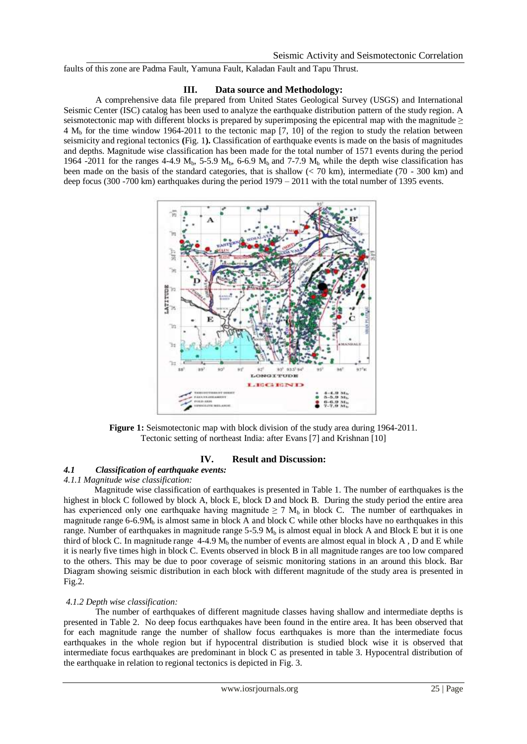faults of this zone are Padma Fault, Yamuna Fault, Kaladan Fault and Tapu Thrust.

## III. Data source and Methodology:

A comprehensive data file prepared from United States Geological Survey (USGS) and International Seismic Center (ISC) catalog has been used to analyze the earthquake distribution pattern of the study region. A seismotectonic map with different blocks is prepared by superimposing the epicentral map with the magnitude $\geq 4\ M_b$ for the time window 1964-2011 to the tectonic map [7, 10] of the region to study the relation between seismicity and regional tectonics **(**Fig. 1**).** Classification of earthquake events is made on the basis of magnitudes and depths. Magnitude wise classification has been made for the total number of 1571 events during the period 1964 -2011 for the ranges 4-4.9 $M_b$, 5-5.9 $M_b$, 6-6.9 $M_b$ and 7-7.9 $M_b$ while the depth wise classification has been made on the basis of the standard categories, that is shallow (< 70 km), intermediate (70 - 300 km) and deep focus (300 -700 km) earthquakes during the period 1979 – 2011 with the total number of 1395 events.

**Figure 1:** Seismotectonic map with block division of the study area during 1964-2011. Tectonic setting of northeast India: after Evans [7] and Krishnan [10]

## IV. Result and Discussion:

### *4.1 Classification of earthquake events:*

#### *4.1.1 Magnitude wise classification:*

Magnitude wise classification of earthquakes is presented in Table 1. The number of earthquakes is the highest in block C followed by block A, block E, block D and block B. During the study period the entire area has experienced only one earthquake having magnitude $\geq 7\ M_b$ in block C. The number of earthquakes in magnitude range 6-6.9$M_b$ is almost same in block A and block C while other blocks have no earthquakes in this range. Number of earthquakes in magnitude range 5-5.9 $M_b$ is almost equal in block A and Block E but it is one third of block C. In magnitude range 4-4.9 $M_b$ the number of events are almost equal in block A , D and E while it is nearly five times high in block C. Events observed in block B in all magnitude ranges are too low compared to the others. This may be due to poor coverage of seismic monitoring stations in an around this block. Bar Diagram showing seismic distribution in each block with different magnitude of the study area is presented in Fig.2.

#### *4.1.2 Depth wise classification:*

The number of earthquakes of different magnitude classes having shallow and intermediate depths is presented in Table 2. No deep focus earthquakes have been found in the entire area. It has been observed that for each magnitude range the number of shallow focus earthquakes is more than the intermediate focus earthquakes in the whole region but if hypocentral distribution is studied block wise it is observed that intermediate focus earthquakes are predominant in block C as presented in table 3. Hypocentral distribution of the earthquake in relation to regional tectonics is depicted in Fig. 3.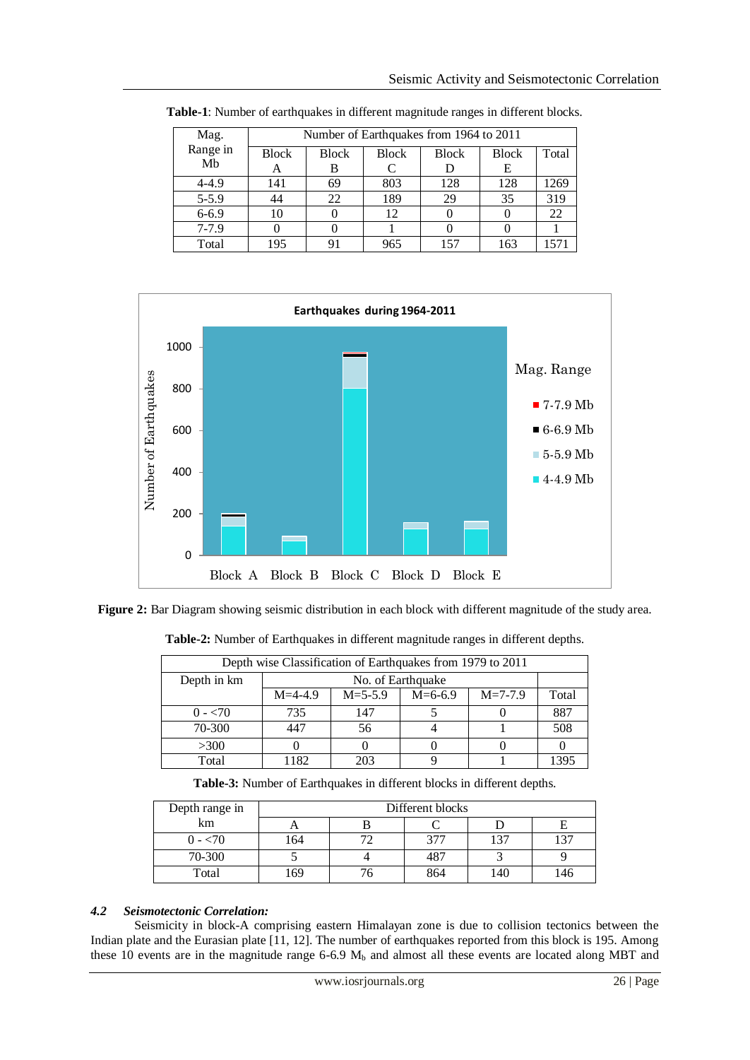**Table-1**: Number of earthquakes in different magnitude ranges in different blocks.

| Mag. Range in Mb | Number of Earthquakes from 1964 to 2011 | | | | | |
|---|---|---|---|---|---|---|
| | Block A | Block B | Block C | Block D | Block E | Total |
| 4-4.9 | 141 | 69 | 803 | 128 | 128 | 1269 |
| 5-5.9 | 44 | 22 | 189 | 29 | 35 | 319 |
| 6-6.9 | 10 | 0 | 12 | 0 | 0 | 22 |
| 7-7.9 | 0 | 0 | 1 | 0 | 0 | 1 |
| Total | 195 | 91 | 965 | 157 | 163 | 1571 |

**Figure 2:** Bar Diagram showing seismic distribution in each block with different magnitude of the study area.

**Table-2:** Number of Earthquakes in different magnitude ranges in different depths.

| Depth wise Classification of Earthquakes from 1979 to 2011 | | | | | |
|---|---|---|---|---|---|
| Depth in km | No. of Earthquake | | | | |
| | M=4-4.9 | M=5-5.9 | M=6-6.9 | M=7-7.9 | Total |
| 0 - <70 | 735 | 147 | 5 | 0 | 887 |
| 70-300 | 447 | 56 | 4 | 1 | 508 |
| >300 | 0 | 0 | 0 | 0 | 0 |
| Total | 1182 | 203 | 9 | 1 | 1395 |

**Table-3:** Number of Earthquakes in different blocks in different depths.

| Depth range in km | Different blocks | | | | |
|---|---|---|---|---|---|
| | A | B | C | D | E |
| 0 - <70 | 164 | 72 | 377 | 137 | 137 |
| 70-300 | 5 | 4 | 487 | 3 | 9 |
| Total | 169 | 76 | 864 | 140 | 146 |

### *4.2 Seismotectonic Correlation:*

Seismicity in block-A comprising eastern Himalayan zone is due to collision tectonics between the Indian plate and the Eurasian plate [11, 12]. The number of earthquakes reported from this block is 195. Among these 10 events are in the magnitude range 6-6.9 $M_b$ and almost all these events are located along MBT and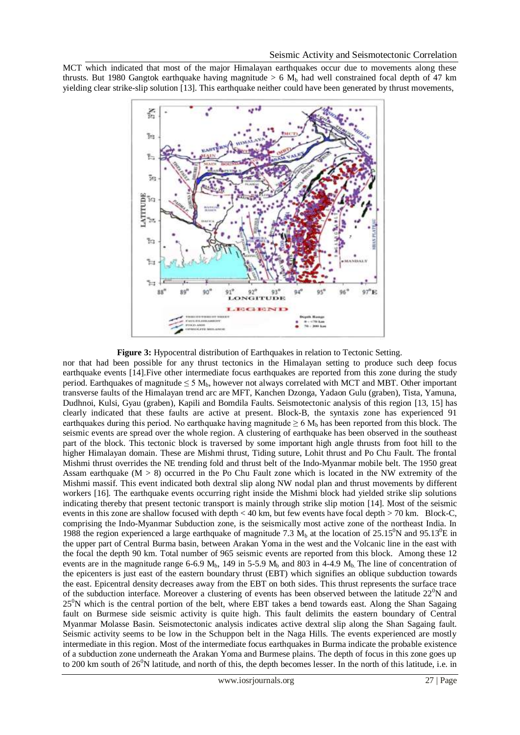MCT which indicated that most of the major Himalayan earthquakes occur due to movements along these thrusts. But 1980 Gangtok earthquake having magnitude > 6 $M_b$ had well constrained focal depth of 47 km yielding clear strike-slip solution [13]. This earthquake neither could have been generated by thrust movements,

**Figure 3:** Hypocentral distribution of Earthquakes in relation to Tectonic Setting.

nor that had been possible for any thrust tectonics in the Himalayan setting to produce such deep focus earthquake events [14].Five other intermediate focus earthquakes are reported from this zone during the study period. Earthquakes of magnitude ≤ 5 $M_b$, however not always correlated with MCT and MBT. Other important transverse faults of the Himalayan trend arc are MFT, Kanchen Dzonga, Yadaon Gulu (graben), Tista, Yamuna, Dudhnoi, Kulsi, Gyau (graben), Kapili and Bomdila Faults. Seismotectonic analysis of this region [13, 15] has clearly indicated that these faults are active at present. Block-B, the syntaxis zone has experienced 91 earthquakes during this period. No earthquake having magnitude ≥ 6 $M_b$ has been reported from this block. The seismic events are spread over the whole region. A clustering of earthquake has been observed in the southeast part of the block. This tectonic block is traversed by some important high angle thrusts from foot hill to the higher Himalayan domain. These are Mishmi thrust, Tiding suture, Lohit thrust and Po Chu Fault. The frontal Mishmi thrust overrides the NE trending fold and thrust belt of the Indo-Myanmar mobile belt. The 1950 great Assam earthquake (M > 8) occurred in the Po Chu Fault zone which is located in the NW extremity of the Mishmi massif. This event indicated both dextral slip along NW nodal plan and thrust movements by different workers [16]. The earthquake events occurring right inside the Mishmi block had yielded strike slip solutions indicating thereby that present tectonic transport is mainly through strike slip motion [14]. Most of the seismic events in this zone are shallow focused with depth < 40 km, but few events have focal depth > 70 km. Block-C, comprising the Indo-Myanmar Subduction zone, is the seismically most active zone of the northeast India. In 1988 the region experienced a large earthquake of magnitude 7.3 $M_b$ at the location of 25.15$^0$N and 95.13$^0$E in the upper part of Central Burma basin, between Arakan Yoma in the west and the Volcanic line in the east with the focal the depth 90 km. Total number of 965 seismic events are reported from this block. Among these 12 events are in the magnitude range 6-6.9 $M_b$, 149 in 5-5.9 $M_b$ and 803 in 4-4.9 $M_b$. The line of concentration of the epicenters is just east of the eastern boundary thrust (EBT) which signifies an oblique subduction towards the east. Epicentral density decreases away from the EBT on both sides. This thrust represents the surface trace of the subduction interface. Moreover a clustering of events has been observed between the latitude 22$^0$N and 25$^0$N which is the central portion of the belt, where EBT takes a bend towards east. Along the Shan Sagaing fault on Burmese side seismic activity is quite high. This fault delimits the eastern boundary of Central Myanmar Molasse Basin. Seismotectonic analysis indicates active dextral slip along the Shan Sagaing fault. Seismic activity seems to be low in the Schuppon belt in the Naga Hills. The events experienced are mostly intermediate in this region. Most of the intermediate focus earthquakes in Burma indicate the probable existence of a subduction zone underneath the Arakan Yoma and Burmese plains. The depth of focus in this zone goes up to 200 km south of 26$^0$N latitude, and north of this, the depth becomes lesser. In the north of this latitude, i.e. in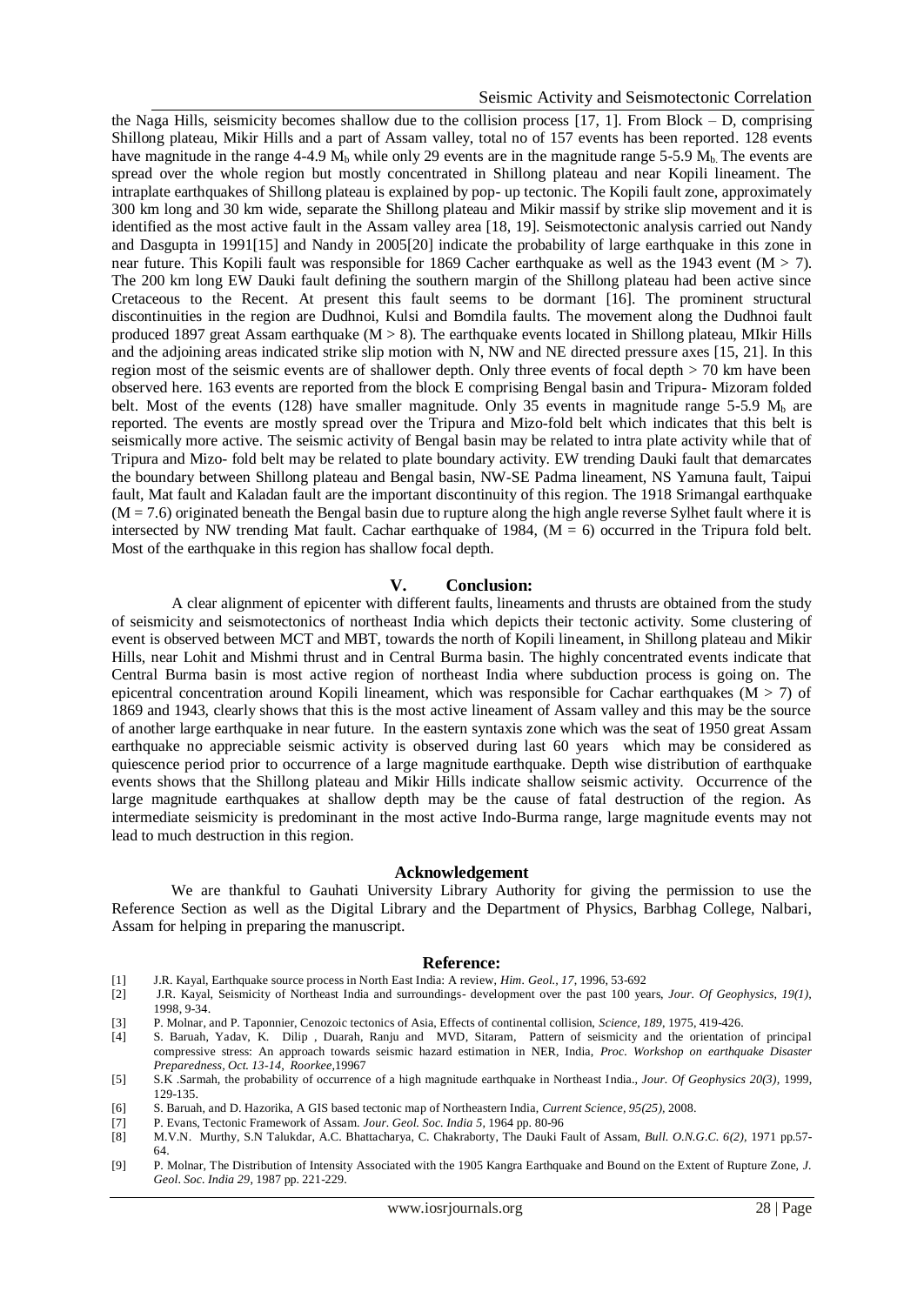the Naga Hills, seismicity becomes shallow due to the collision process [17, 1]. From Block – D, comprising Shillong plateau, Mikir Hills and a part of Assam valley, total no of 157 events has been reported. 128 events have magnitude in the range 4-4.9 $M_b$ while only 29 events are in the magnitude range 5-5.9 $M_b$. The events are spread over the whole region but mostly concentrated in Shillong plateau and near Kopili lineament. The intraplate earthquakes of Shillong plateau is explained by pop- up tectonic. The Kopili fault zone, approximately 300 km long and 30 km wide, separate the Shillong plateau and Mikir massif by strike slip movement and it is identified as the most active fault in the Assam valley area [18, 19]. Seismotectonic analysis carried out Nandy and Dasgupta in 1991[15] and Nandy in 2005[20] indicate the probability of large earthquake in this zone in near future. This Kopili fault was responsible for 1869 Cacher earthquake as well as the 1943 event ($M > 7$). The 200 km long EW Dauki fault defining the southern margin of the Shillong plateau had been active since Cretaceous to the Recent. At present this fault seems to be dormant [16]. The prominent structural discontinuities in the region are Dudhnoi, Kulsi and Bomdila faults. The movement along the Dudhnoi fault produced 1897 great Assam earthquake ($M > 8$). The earthquake events located in Shillong plateau, MIkir Hills and the adjoining areas indicated strike slip motion with N, NW and NE directed pressure axes [15, 21]. In this region most of the seismic events are of shallower depth. Only three events of focal depth > 70 km have been observed here. 163 events are reported from the block E comprising Bengal basin and Tripura- Mizoram folded belt. Most of the events (128) have smaller magnitude. Only 35 events in magnitude range 5-5.9 $M_b$ are reported. The events are mostly spread over the Tripura and Mizo-fold belt which indicates that this belt is seismically more active. The seismic activity of Bengal basin may be related to intra plate activity while that of Tripura and Mizo- fold belt may be related to plate boundary activity. EW trending Dauki fault that demarcates the boundary between Shillong plateau and Bengal basin, NW-SE Padma lineament, NS Yamuna fault, Taipui fault, Mat fault and Kaladan fault are the important discontinuity of this region. The 1918 Srimangal earthquake ($M = 7.6$) originated beneath the Bengal basin due to rupture along the high angle reverse Sylhet fault where it is intersected by NW trending Mat fault. Cachar earthquake of 1984, ($M = 6$) occurred in the Tripura fold belt. Most of the earthquake in this region has shallow focal depth.

## V. Conclusion:

A clear alignment of epicenter with different faults, lineaments and thrusts are obtained from the study of seismicity and seismotectonics of northeast India which depicts their tectonic activity. Some clustering of event is observed between MCT and MBT, towards the north of Kopili lineament, in Shillong plateau and Mikir Hills, near Lohit and Mishmi thrust and in Central Burma basin. The highly concentrated events indicate that Central Burma basin is most active region of northeast India where subduction process is going on. The epicentral concentration around Kopili lineament, which was responsible for Cachar earthquakes ($M > 7$) of 1869 and 1943, clearly shows that this is the most active lineament of Assam valley and this may be the source of another large earthquake in near future. In the eastern syntaxis zone which was the seat of 1950 great Assam earthquake no appreciable seismic activity is observed during last 60 years which may be considered as quiescence period prior to occurrence of a large magnitude earthquake. Depth wise distribution of earthquake events shows that the Shillong plateau and Mikir Hills indicate shallow seismic activity. Occurrence of the large magnitude earthquakes at shallow depth may be the cause of fatal destruction of the region. As intermediate seismicity is predominant in the most active Indo-Burma range, large magnitude events may not lead to much destruction in this region.

## Acknowledgement

We are thankful to Gauhati University Library Authority for giving the permission to use the Reference Section as well as the Digital Library and the Department of Physics, Barbhag College, Nalbari, Assam for helping in preparing the manuscript.

## Reference:

[1] J.R. Kayal, Earthquake source process in North East India: A review, *Him. Geol., 17*, 1996, 53-692

[2] J.R. Kayal, Seismicity of Northeast India and surroundings- development over the past 100 years, *Jour. Of Geophysics, 19(1)*, 1998, 9-34.

[3] P. Molnar, and P. Taponnier, Cenozoic tectonics of Asia, Effects of continental collision, *Science, 189*, 1975, 419-426.

[4] S. Baruah, Yadav, K. Dilip , Duarah, Ranju and MVD, Sitaram, Pattern of seismicity and the orientation of principal compressive stress: An approach towards seismic hazard estimation in NER, India, *Proc. Workshop on earthquake Disaster Preparedness, Oct. 13-14, Roorkee*,19967

[5] S.K .Sarmah, the probability of occurrence of a high magnitude earthquake in Northeast India., *Jour. Of Geophysics 20(3)*, 1999, 129-135.

[6] S. Baruah, and D. Hazorika, A GIS based tectonic map of Northeastern India, *Current Science, 95(25)*, 2008.

[7] P. Evans, Tectonic Framework of Assam. *Jour. Geol. Soc. India 5*, 1964 pp. 80-96

[8] M.V.N. Murthy, S.N Talukdar, A.C. Bhattacharya, C. Chakraborty, The Dauki Fault of Assam, *Bull. O.N.G.C. 6(2)*, 1971 pp.57-64.

[9] P. Molnar, The Distribution of Intensity Associated with the 1905 Kangra Earthquake and Bound on the Extent of Rupture Zone, *J. Geol. Soc. India 29*, 1987 pp. 221-229.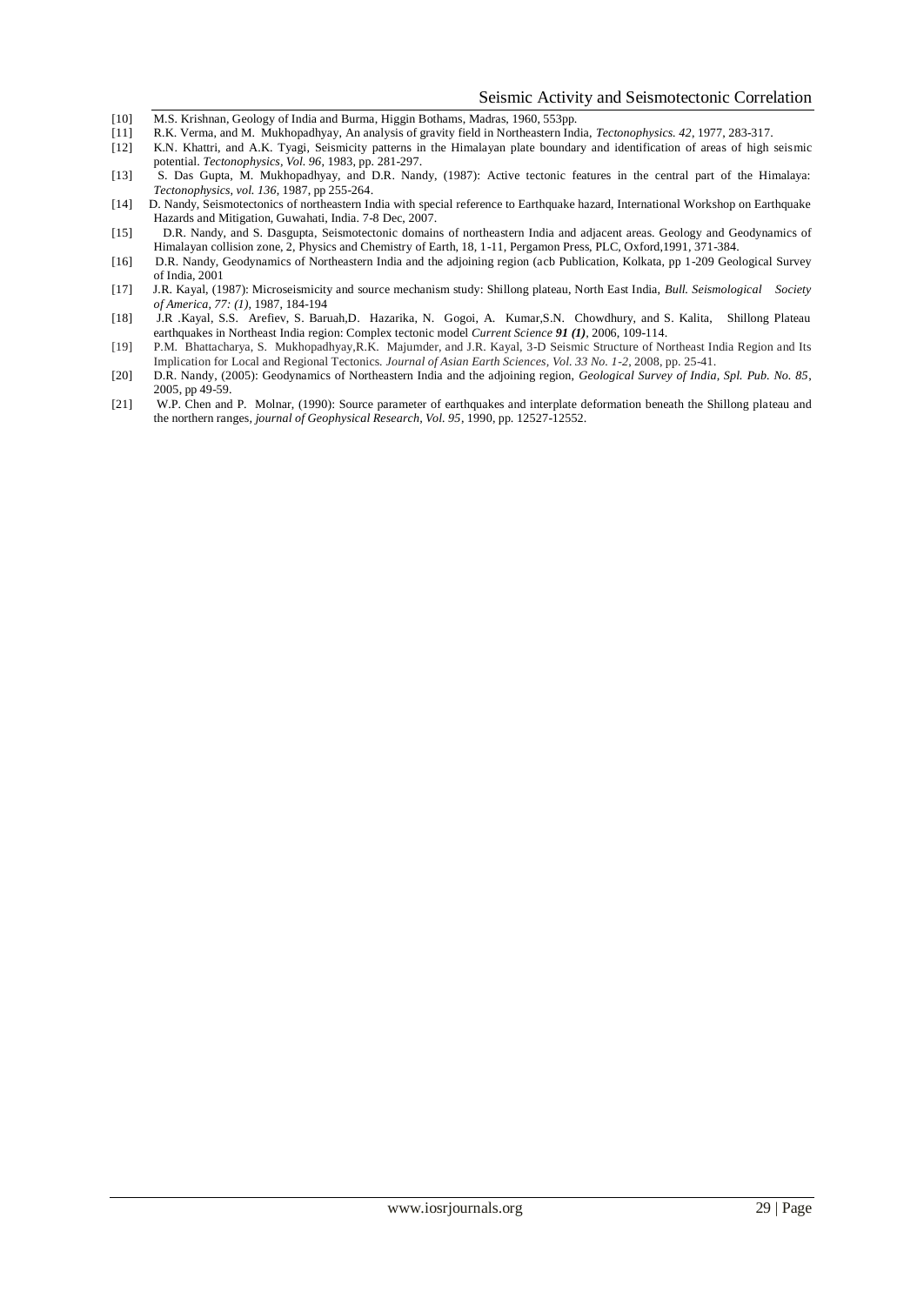[10] M.S. Krishnan, Geology of India and Burma, Higgin Bothams, Madras, 1960, 553pp.

[11] R.K. Verma, and M. Mukhopadhyay, An analysis of gravity field in Northeastern India, *Tectonophysics. 42*, 1977, 283-317.

[12] K.N. Khattri, and A.K. Tyagi, Seismicity patterns in the Himalayan plate boundary and identification of areas of high seismic potential. *Tectonophysics, Vol. 96*, 1983, pp. 281-297.

[13] S. Das Gupta, M. Mukhopadhyay, and D.R. Nandy, (1987): Active tectonic features in the central part of the Himalaya: *Tectonophysics, vol. 136*, 1987, pp 255-264.

[14] D. Nandy, Seismotectonics of northeastern India with special reference to Earthquake hazard, International Workshop on Earthquake Hazards and Mitigation, Guwahati, India. 7-8 Dec, 2007.

[15] D.R. Nandy, and S. Dasgupta, Seismotectonic domains of northeastern India and adjacent areas. Geology and Geodynamics of Himalayan collision zone, 2, Physics and Chemistry of Earth, 18, 1-11, Pergamon Press, PLC, Oxford,1991, 371-384.

[16] D.R. Nandy, Geodynamics of Northeastern India and the adjoining region (acb Publication, Kolkata, pp 1-209 Geological Survey of India, 2001

[17] J.R. Kayal, (1987): Microseismicity and source mechanism study: Shillong plateau, North East India, *Bull. Seismological Society of America, 77: (1)*, 1987, 184-194

[18] J.R .Kayal, S.S. Arefiev, S. Baruah,D. Hazarika, N. Gogoi, A. Kumar,S.N. Chowdhury, and S. Kalita, Shillong Plateau earthquakes in Northeast India region: Complex tectonic model *Current Science* ***91 (1)***, 2006, 109-114.

[19] P.M. Bhattacharya, S. Mukhopadhyay,R.K. Majumder, and J.R. Kayal, 3-D Seismic Structure of Northeast India Region and Its Implication for Local and Regional Tectonics. *Journal of Asian Earth Sciences, Vol. 33 No. 1-2*, 2008, pp. 25-41.

[20] D.R. Nandy, (2005): Geodynamics of Northeastern India and the adjoining region, *Geological Survey of India, Spl. Pub. No. 85*, 2005, pp 49-59.

[21] W.P. Chen and P. Molnar, (1990): Source parameter of earthquakes and interplate deformation beneath the Shillong plateau and the northern ranges, *journal of Geophysical Research, Vol. 95*, 1990, pp. 12527-12552.